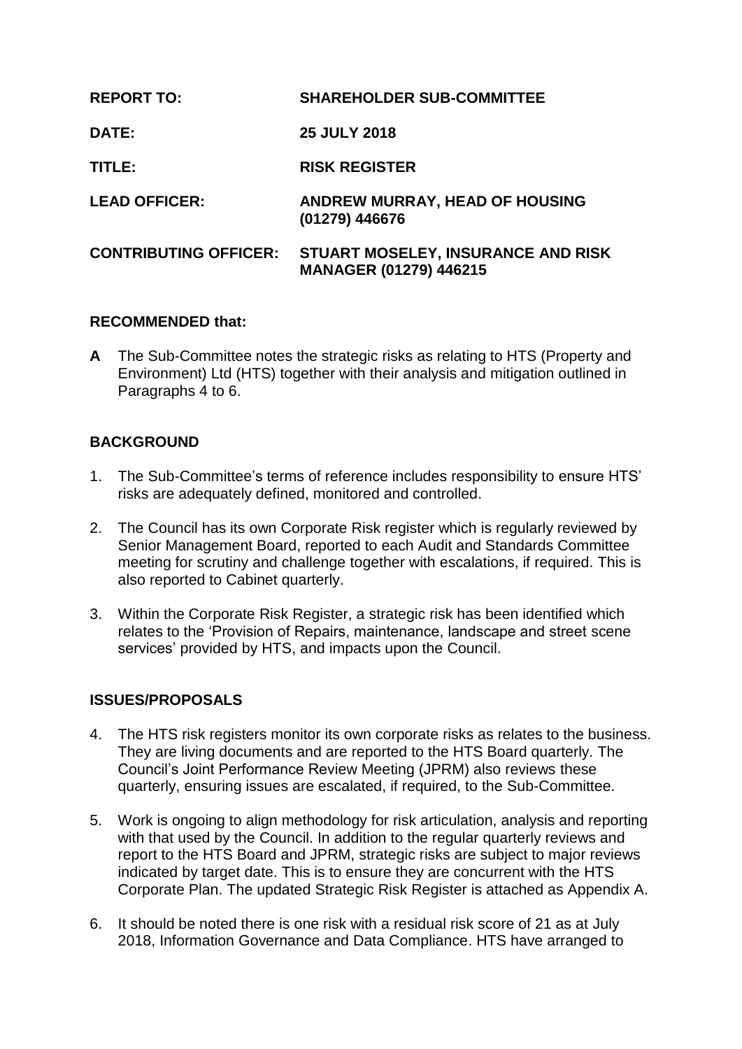| | |
|---|---|
| **REPORT TO:** | **SHAREHOLDER SUB-COMMITTEE** |
| **DATE:** | **25 JULY 2018** |
| **TITLE:** | **RISK REGISTER** |
| **LEAD OFFICER:** | **ANDREW MURRAY, HEAD OF HOUSING (01279) 446676** |
| **CONTRIBUTING OFFICER:** | **STUART MOSELEY, INSURANCE AND RISK MANAGER (01279) 446215** |

**RECOMMENDED that:**

**A** The Sub-Committee notes the strategic risks as relating to HTS (Property and Environment) Ltd (HTS) together with their analysis and mitigation outlined in Paragraphs 4 to 6.

## BACKGROUND

1. The Sub-Committee's terms of reference includes responsibility to ensure HTS' risks are adequately defined, monitored and controlled.

2. The Council has its own Corporate Risk register which is regularly reviewed by Senior Management Board, reported to each Audit and Standards Committee meeting for scrutiny and challenge together with escalations, if required. This is also reported to Cabinet quarterly.

3. Within the Corporate Risk Register, a strategic risk has been identified which relates to the 'Provision of Repairs, maintenance, landscape and street scene services' provided by HTS, and impacts upon the Council.

## ISSUES/PROPOSALS

4. The HTS risk registers monitor its own corporate risks as relates to the business. They are living documents and are reported to the HTS Board quarterly. The Council's Joint Performance Review Meeting (JPRM) also reviews these quarterly, ensuring issues are escalated, if required, to the Sub-Committee.

5. Work is ongoing to align methodology for risk articulation, analysis and reporting with that used by the Council. In addition to the regular quarterly reviews and report to the HTS Board and JPRM, strategic risks are subject to major reviews indicated by target date. This is to ensure they are concurrent with the HTS Corporate Plan. The updated Strategic Risk Register is attached as Appendix A.

6. It should be noted there is one risk with a residual risk score of 21 as at July 2018, Information Governance and Data Compliance. HTS have arranged to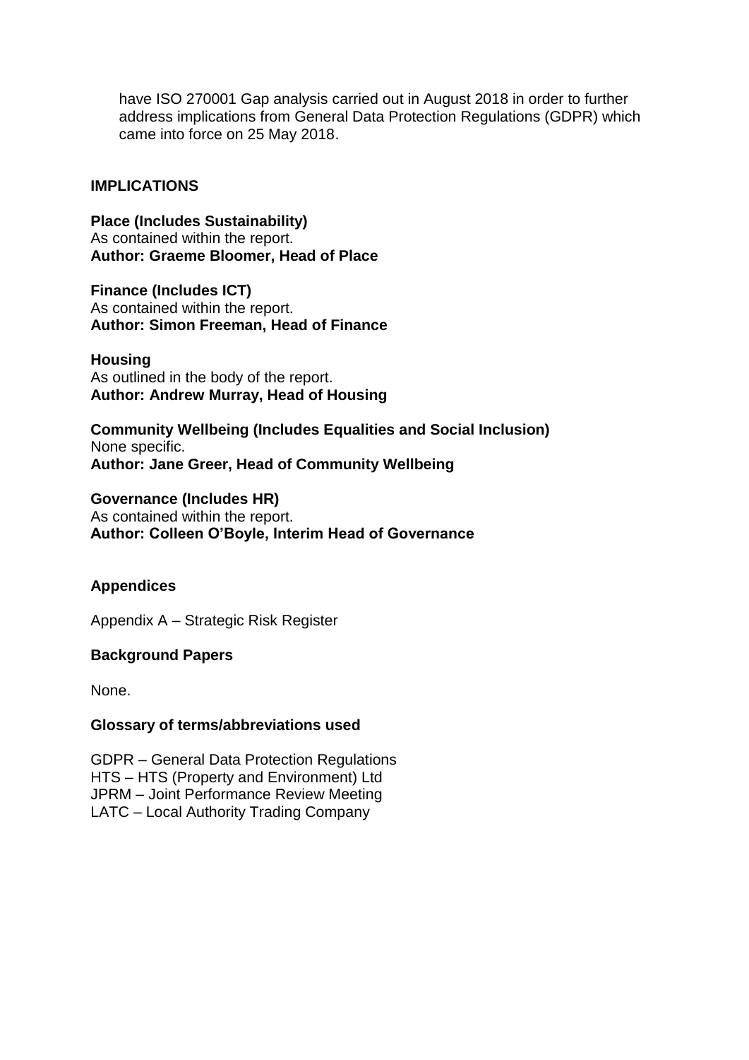have ISO 270001 Gap analysis carried out in August 2018 in order to further address implications from General Data Protection Regulations (GDPR) which came into force on 25 May 2018.

## IMPLICATIONS

**Place (Includes Sustainability)**
As contained within the report.
**Author: Graeme Bloomer, Head of Place**

**Finance (Includes ICT)**
As contained within the report.
**Author: Simon Freeman, Head of Finance**

**Housing**
As outlined in the body of the report.
**Author: Andrew Murray, Head of Housing**

**Community Wellbeing (Includes Equalities and Social Inclusion)**
None specific.
**Author: Jane Greer, Head of Community Wellbeing**

**Governance (Includes HR)**
As contained within the report.
**Author: Colleen O'Boyle, Interim Head of Governance**

## Appendices

Appendix A – Strategic Risk Register

## Background Papers

None.

## Glossary of terms/abbreviations used

GDPR – General Data Protection Regulations
HTS – HTS (Property and Environment) Ltd
JPRM – Joint Performance Review Meeting
LATC – Local Authority Trading Company